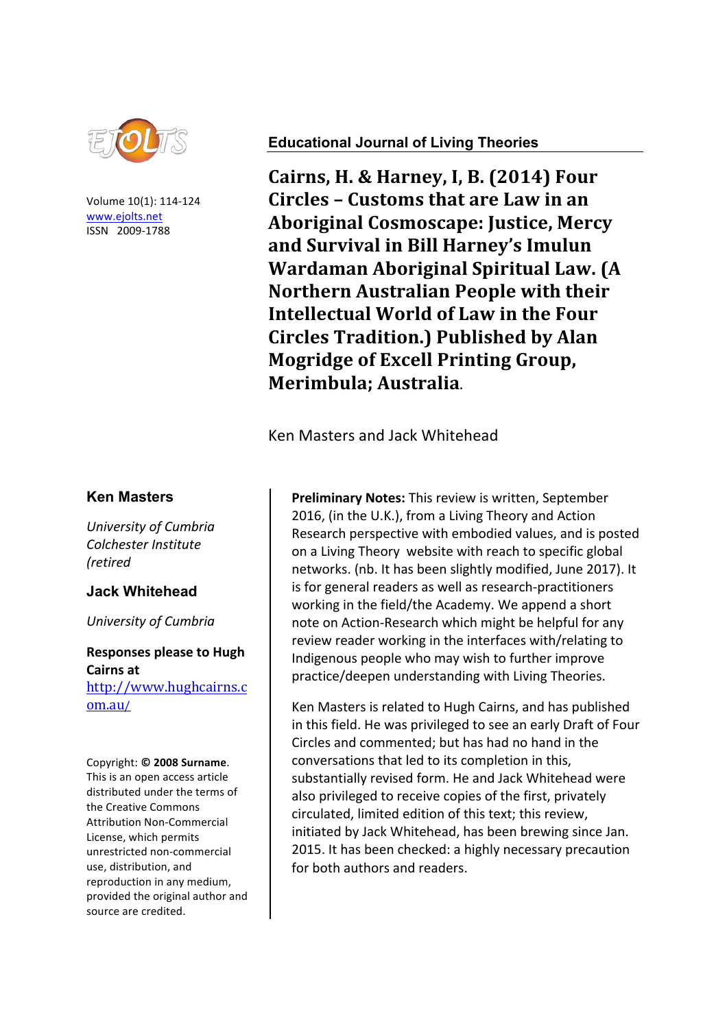**Educational Journal of Living Theories**

Volume 10(1): 114-124
www.ejolts.net
ISSN 2009-1788

# Cairns, H. & Harney, I, B. (2014) Four Circles – Customs that are Law in an Aboriginal Cosmoscape: Justice, Mercy and Survival in Bill Harney's Imulun Wardaman Aboriginal Spiritual Law. (A Northern Australian People with their Intellectual World of Law in the Four Circles Tradition.) Published by Alan Mogridge of Excell Printing Group, Merimbula; Australia.

Ken Masters and Jack Whitehead

**Ken Masters**

*University of Cumbria Colchester Institute (retired*

**Jack Whitehead**

*University of Cumbria*

**Responses please to Hugh Cairns at** http://www.hughcairns.com.au/

Copyright: **© 2008 Surname**. This is an open access article distributed under the terms of the Creative Commons Attribution Non-Commercial License, which permits unrestricted non-commercial use, distribution, and reproduction in any medium, provided the original author and source are credited.

**Preliminary Notes:** This review is written, September 2016, (in the U.K.), from a Living Theory and Action Research perspective with embodied values, and is posted on a Living Theory website with reach to specific global networks. (nb. It has been slightly modified, June 2017). It is for general readers as well as research-practitioners working in the field/the Academy. We append a short note on Action-Research which might be helpful for any review reader working in the interfaces with/relating to Indigenous people who may wish to further improve practice/deepen understanding with Living Theories.

Ken Masters is related to Hugh Cairns, and has published in this field. He was privileged to see an early Draft of Four Circles and commented; but has had no hand in the conversations that led to its completion in this, substantially revised form. He and Jack Whitehead were also privileged to receive copies of the first, privately circulated, limited edition of this text; this review, initiated by Jack Whitehead, has been brewing since Jan. 2015. It has been checked: a highly necessary precaution for both authors and readers.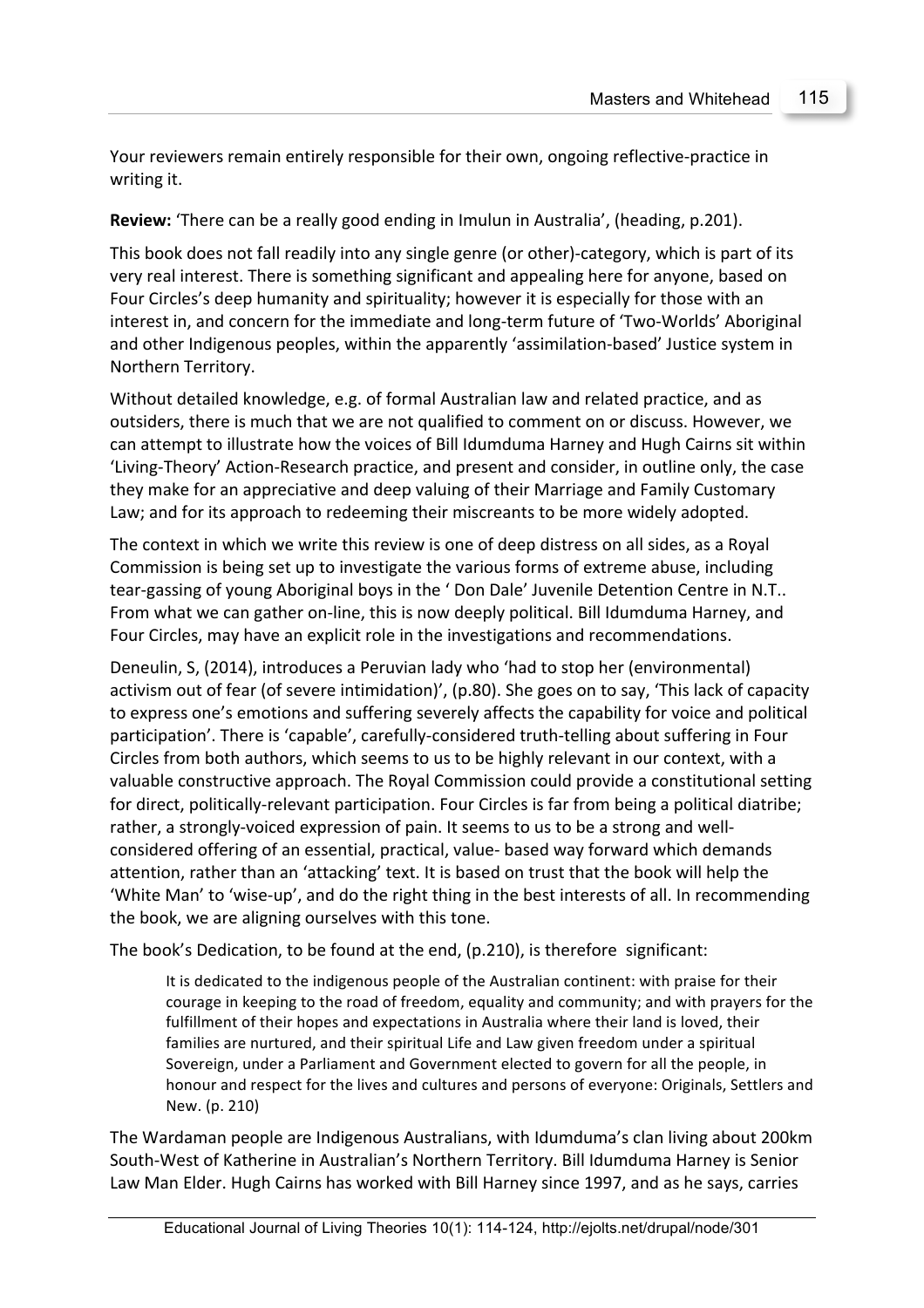Your reviewers remain entirely responsible for their own, ongoing reflective-practice in writing it.

**Review:** 'There can be a really good ending in Imulun in Australia', (heading, p.201).

This book does not fall readily into any single genre (or other)-category, which is part of its very real interest. There is something significant and appealing here for anyone, based on Four Circles's deep humanity and spirituality; however it is especially for those with an interest in, and concern for the immediate and long-term future of 'Two-Worlds' Aboriginal and other Indigenous peoples, within the apparently 'assimilation-based' Justice system in Northern Territory.

Without detailed knowledge, e.g. of formal Australian law and related practice, and as outsiders, there is much that we are not qualified to comment on or discuss. However, we can attempt to illustrate how the voices of Bill Idumduma Harney and Hugh Cairns sit within 'Living-Theory' Action-Research practice, and present and consider, in outline only, the case they make for an appreciative and deep valuing of their Marriage and Family Customary Law; and for its approach to redeeming their miscreants to be more widely adopted.

The context in which we write this review is one of deep distress on all sides, as a Royal Commission is being set up to investigate the various forms of extreme abuse, including tear-gassing of young Aboriginal boys in the ' Don Dale' Juvenile Detention Centre in N.T.. From what we can gather on-line, this is now deeply political. Bill Idumduma Harney, and Four Circles, may have an explicit role in the investigations and recommendations.

Deneulin, S, (2014), introduces a Peruvian lady who 'had to stop her (environmental) activism out of fear (of severe intimidation)', (p.80). She goes on to say, 'This lack of capacity to express one's emotions and suffering severely affects the capability for voice and political participation'. There is 'capable', carefully-considered truth-telling about suffering in Four Circles from both authors, which seems to us to be highly relevant in our context, with a valuable constructive approach. The Royal Commission could provide a constitutional setting for direct, politically-relevant participation. Four Circles is far from being a political diatribe; rather, a strongly-voiced expression of pain. It seems to us to be a strong and well-considered offering of an essential, practical, value- based way forward which demands attention, rather than an 'attacking' text. It is based on trust that the book will help the 'White Man' to 'wise-up', and do the right thing in the best interests of all. In recommending the book, we are aligning ourselves with this tone.

The book's Dedication, to be found at the end, (p.210), is therefore significant:

> It is dedicated to the indigenous people of the Australian continent: with praise for their courage in keeping to the road of freedom, equality and community; and with prayers for the fulfillment of their hopes and expectations in Australia where their land is loved, their families are nurtured, and their spiritual Life and Law given freedom under a spiritual Sovereign, under a Parliament and Government elected to govern for all the people, in honour and respect for the lives and cultures and persons of everyone: Originals, Settlers and New. (p. 210)

The Wardaman people are Indigenous Australians, with Idumduma's clan living about 200km South-West of Katherine in Australian's Northern Territory. Bill Idumduma Harney is Senior Law Man Elder. Hugh Cairns has worked with Bill Harney since 1997, and as he says, carries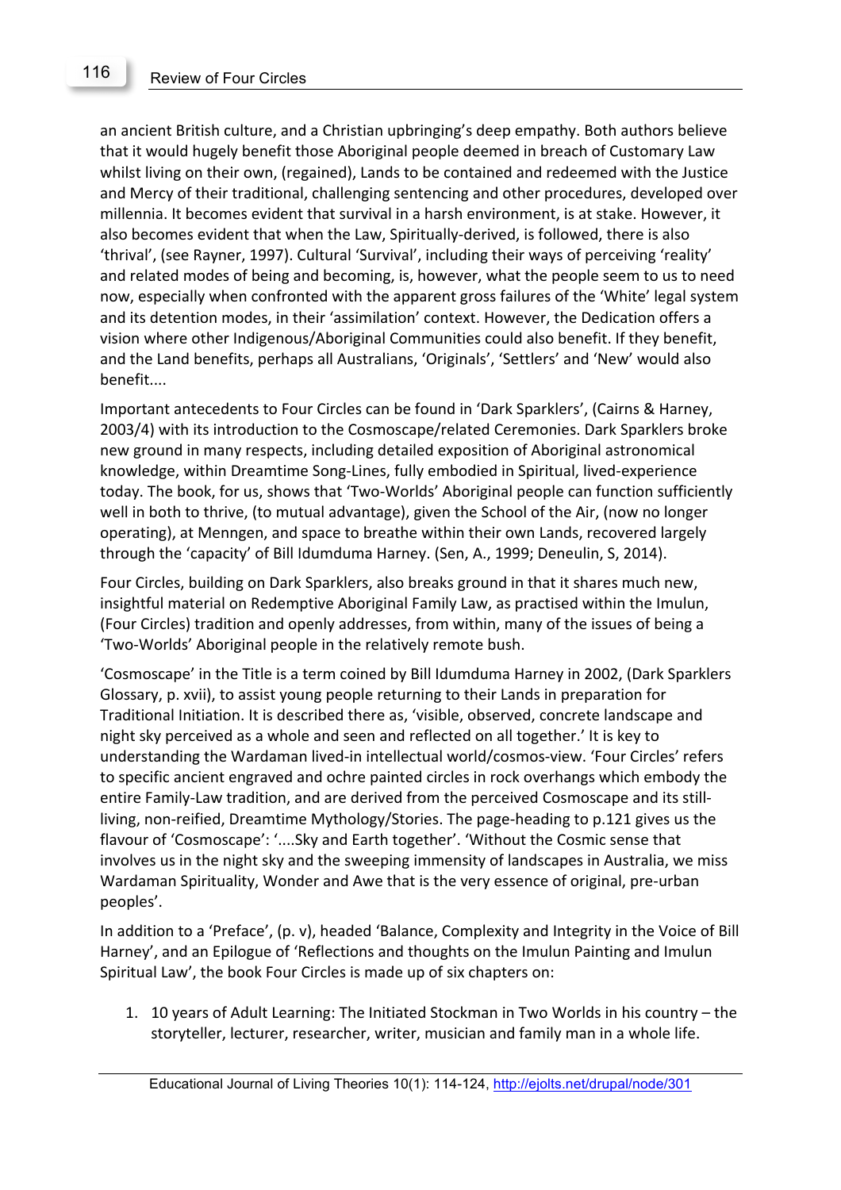an ancient British culture, and a Christian upbringing's deep empathy. Both authors believe that it would hugely benefit those Aboriginal people deemed in breach of Customary Law whilst living on their own, (regained), Lands to be contained and redeemed with the Justice and Mercy of their traditional, challenging sentencing and other procedures, developed over millennia. It becomes evident that survival in a harsh environment, is at stake. However, it also becomes evident that when the Law, Spiritually-derived, is followed, there is also 'thrival', (see Rayner, 1997). Cultural 'Survival', including their ways of perceiving 'reality' and related modes of being and becoming, is, however, what the people seem to us to need now, especially when confronted with the apparent gross failures of the 'White' legal system and its detention modes, in their 'assimilation' context. However, the Dedication offers a vision where other Indigenous/Aboriginal Communities could also benefit. If they benefit, and the Land benefits, perhaps all Australians, 'Originals', 'Settlers' and 'New' would also benefit....

Important antecedents to Four Circles can be found in 'Dark Sparklers', (Cairns & Harney, 2003/4) with its introduction to the Cosmoscape/related Ceremonies. Dark Sparklers broke new ground in many respects, including detailed exposition of Aboriginal astronomical knowledge, within Dreamtime Song-Lines, fully embodied in Spiritual, lived-experience today. The book, for us, shows that 'Two-Worlds' Aboriginal people can function sufficiently well in both to thrive, (to mutual advantage), given the School of the Air, (now no longer operating), at Menngen, and space to breathe within their own Lands, recovered largely through the 'capacity' of Bill Idumduma Harney. (Sen, A., 1999; Deneulin, S, 2014).

Four Circles, building on Dark Sparklers, also breaks ground in that it shares much new, insightful material on Redemptive Aboriginal Family Law, as practised within the Imulun, (Four Circles) tradition and openly addresses, from within, many of the issues of being a 'Two-Worlds' Aboriginal people in the relatively remote bush.

'Cosmoscape' in the Title is a term coined by Bill Idumduma Harney in 2002, (Dark Sparklers Glossary, p. xvii), to assist young people returning to their Lands in preparation for Traditional Initiation. It is described there as, 'visible, observed, concrete landscape and night sky perceived as a whole and seen and reflected on all together.' It is key to understanding the Wardaman lived-in intellectual world/cosmos-view. 'Four Circles' refers to specific ancient engraved and ochre painted circles in rock overhangs which embody the entire Family-Law tradition, and are derived from the perceived Cosmoscape and its still-living, non-reified, Dreamtime Mythology/Stories. The page-heading to p.121 gives us the flavour of 'Cosmoscape': '....Sky and Earth together'. 'Without the Cosmic sense that involves us in the night sky and the sweeping immensity of landscapes in Australia, we miss Wardaman Spirituality, Wonder and Awe that is the very essence of original, pre-urban peoples'.

In addition to a 'Preface', (p. v), headed 'Balance, Complexity and Integrity in the Voice of Bill Harney', and an Epilogue of 'Reflections and thoughts on the Imulun Painting and Imulun Spiritual Law', the book Four Circles is made up of six chapters on:

1. 10 years of Adult Learning: The Initiated Stockman in Two Worlds in his country – the storyteller, lecturer, researcher, writer, musician and family man in a whole life.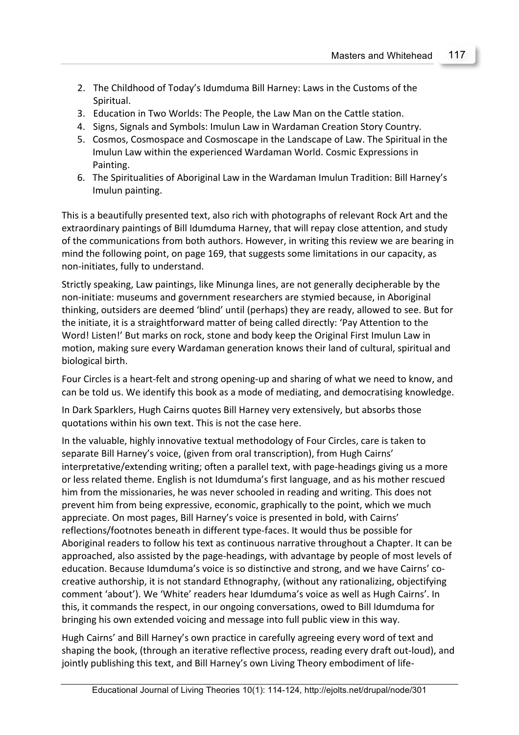2. The Childhood of Today's Idumduma Bill Harney: Laws in the Customs of the Spiritual.
3. Education in Two Worlds: The People, the Law Man on the Cattle station.
4. Signs, Signals and Symbols: Imulun Law in Wardaman Creation Story Country.
5. Cosmos, Cosmospace and Cosmoscape in the Landscape of Law. The Spiritual in the Imulun Law within the experienced Wardaman World. Cosmic Expressions in Painting.
6. The Spiritualities of Aboriginal Law in the Wardaman Imulun Tradition: Bill Harney's Imulun painting.

This is a beautifully presented text, also rich with photographs of relevant Rock Art and the extraordinary paintings of Bill Idumduma Harney, that will repay close attention, and study of the communications from both authors. However, in writing this review we are bearing in mind the following point, on page 169, that suggests some limitations in our capacity, as non-initiates, fully to understand.

Strictly speaking, Law paintings, like Minunga lines, are not generally decipherable by the non-initiate: museums and government researchers are stymied because, in Aboriginal thinking, outsiders are deemed 'blind' until (perhaps) they are ready, allowed to see. But for the initiate, it is a straightforward matter of being called directly: 'Pay Attention to the Word! Listen!' But marks on rock, stone and body keep the Original First Imulun Law in motion, making sure every Wardaman generation knows their land of cultural, spiritual and biological birth.

Four Circles is a heart-felt and strong opening-up and sharing of what we need to know, and can be told us. We identify this book as a mode of mediating, and democratising knowledge.

In Dark Sparklers, Hugh Cairns quotes Bill Harney very extensively, but absorbs those quotations within his own text. This is not the case here.

In the valuable, highly innovative textual methodology of Four Circles, care is taken to separate Bill Harney's voice, (given from oral transcription), from Hugh Cairns' interpretative/extending writing; often a parallel text, with page-headings giving us a more or less related theme. English is not Idumduma's first language, and as his mother rescued him from the missionaries, he was never schooled in reading and writing. This does not prevent him from being expressive, economic, graphically to the point, which we much appreciate. On most pages, Bill Harney's voice is presented in bold, with Cairns' reflections/footnotes beneath in different type-faces. It would thus be possible for Aboriginal readers to follow his text as continuous narrative throughout a Chapter. It can be approached, also assisted by the page-headings, with advantage by people of most levels of education. Because Idumduma's voice is so distinctive and strong, and we have Cairns' co-creative authorship, it is not standard Ethnography, (without any rationalizing, objectifying comment 'about'). We 'White' readers hear Idumduma's voice as well as Hugh Cairns'. In this, it commands the respect, in our ongoing conversations, owed to Bill Idumduma for bringing his own extended voicing and message into full public view in this way.

Hugh Cairns' and Bill Harney's own practice in carefully agreeing every word of text and shaping the book, (through an iterative reflective process, reading every draft out-loud), and jointly publishing this text, and Bill Harney's own Living Theory embodiment of life-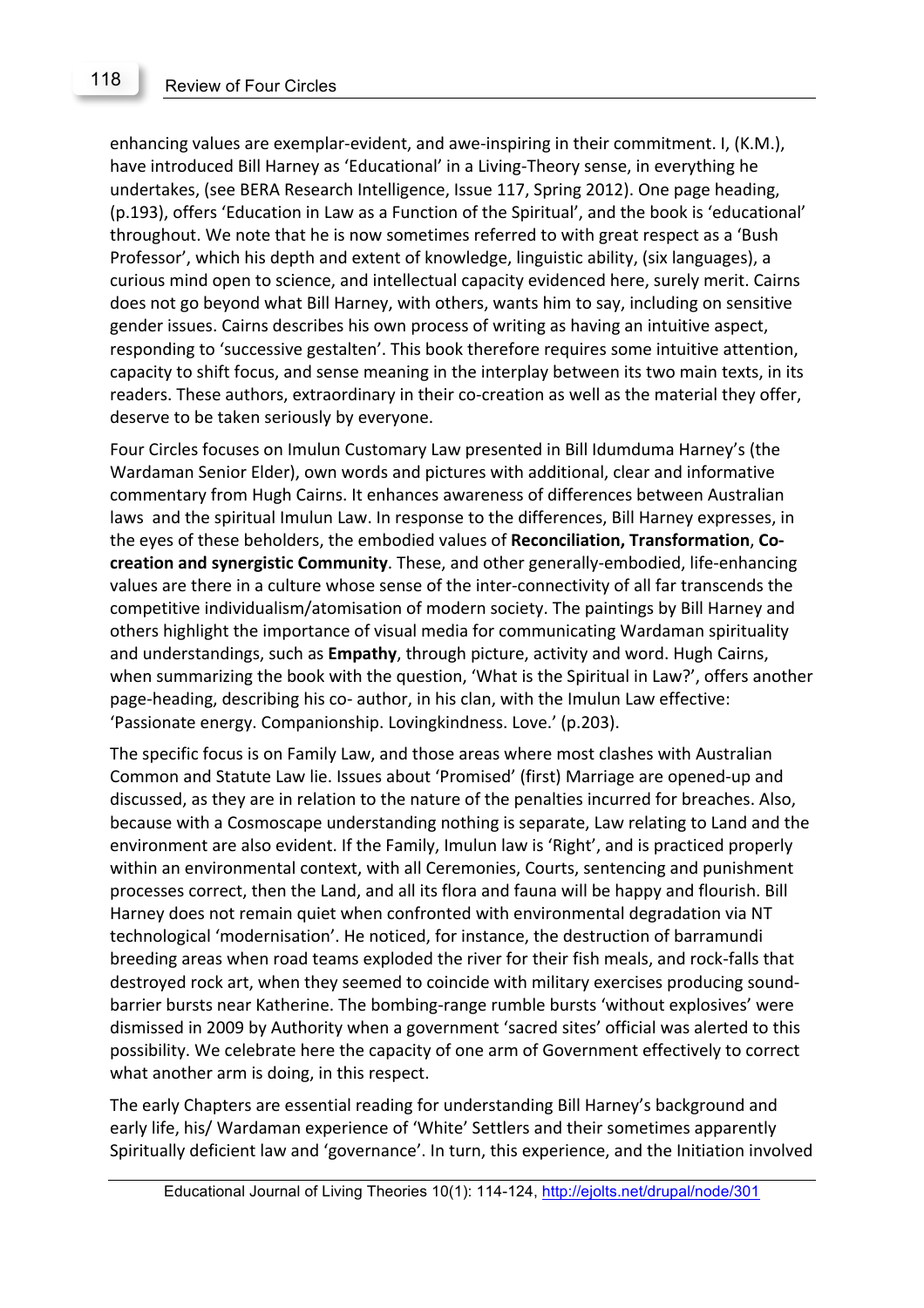enhancing values are exemplar-evident, and awe-inspiring in their commitment. I, (K.M.), have introduced Bill Harney as 'Educational' in a Living-Theory sense, in everything he undertakes, (see BERA Research Intelligence, Issue 117, Spring 2012). One page heading, (p.193), offers 'Education in Law as a Function of the Spiritual', and the book is 'educational' throughout. We note that he is now sometimes referred to with great respect as a 'Bush Professor', which his depth and extent of knowledge, linguistic ability, (six languages), a curious mind open to science, and intellectual capacity evidenced here, surely merit. Cairns does not go beyond what Bill Harney, with others, wants him to say, including on sensitive gender issues. Cairns describes his own process of writing as having an intuitive aspect, responding to 'successive gestalten'. This book therefore requires some intuitive attention, capacity to shift focus, and sense meaning in the interplay between its two main texts, in its readers. These authors, extraordinary in their co-creation as well as the material they offer, deserve to be taken seriously by everyone.

Four Circles focuses on Imulun Customary Law presented in Bill Idumduma Harney's (the Wardaman Senior Elder), own words and pictures with additional, clear and informative commentary from Hugh Cairns. It enhances awareness of differences between Australian laws and the spiritual Imulun Law. In response to the differences, Bill Harney expresses, in the eyes of these beholders, the embodied values of **Reconciliation, Transformation**, **Co-creation and synergistic Community**. These, and other generally-embodied, life-enhancing values are there in a culture whose sense of the inter-connectivity of all far transcends the competitive individualism/atomisation of modern society. The paintings by Bill Harney and others highlight the importance of visual media for communicating Wardaman spirituality and understandings, such as **Empathy**, through picture, activity and word. Hugh Cairns, when summarizing the book with the question, 'What is the Spiritual in Law?', offers another page-heading, describing his co- author, in his clan, with the Imulun Law effective: 'Passionate energy. Companionship. Lovingkindness. Love.' (p.203).

The specific focus is on Family Law, and those areas where most clashes with Australian Common and Statute Law lie. Issues about 'Promised' (first) Marriage are opened-up and discussed, as they are in relation to the nature of the penalties incurred for breaches. Also, because with a Cosmoscape understanding nothing is separate, Law relating to Land and the environment are also evident. If the Family, Imulun law is 'Right', and is practiced properly within an environmental context, with all Ceremonies, Courts, sentencing and punishment processes correct, then the Land, and all its flora and fauna will be happy and flourish. Bill Harney does not remain quiet when confronted with environmental degradation via NT technological 'modernisation'. He noticed, for instance, the destruction of barramundi breeding areas when road teams exploded the river for their fish meals, and rock-falls that destroyed rock art, when they seemed to coincide with military exercises producing sound-barrier bursts near Katherine. The bombing-range rumble bursts 'without explosives' were dismissed in 2009 by Authority when a government 'sacred sites' official was alerted to this possibility. We celebrate here the capacity of one arm of Government effectively to correct what another arm is doing, in this respect.

The early Chapters are essential reading for understanding Bill Harney's background and early life, his/ Wardaman experience of 'White' Settlers and their sometimes apparently Spiritually deficient law and 'governance'. In turn, this experience, and the Initiation involved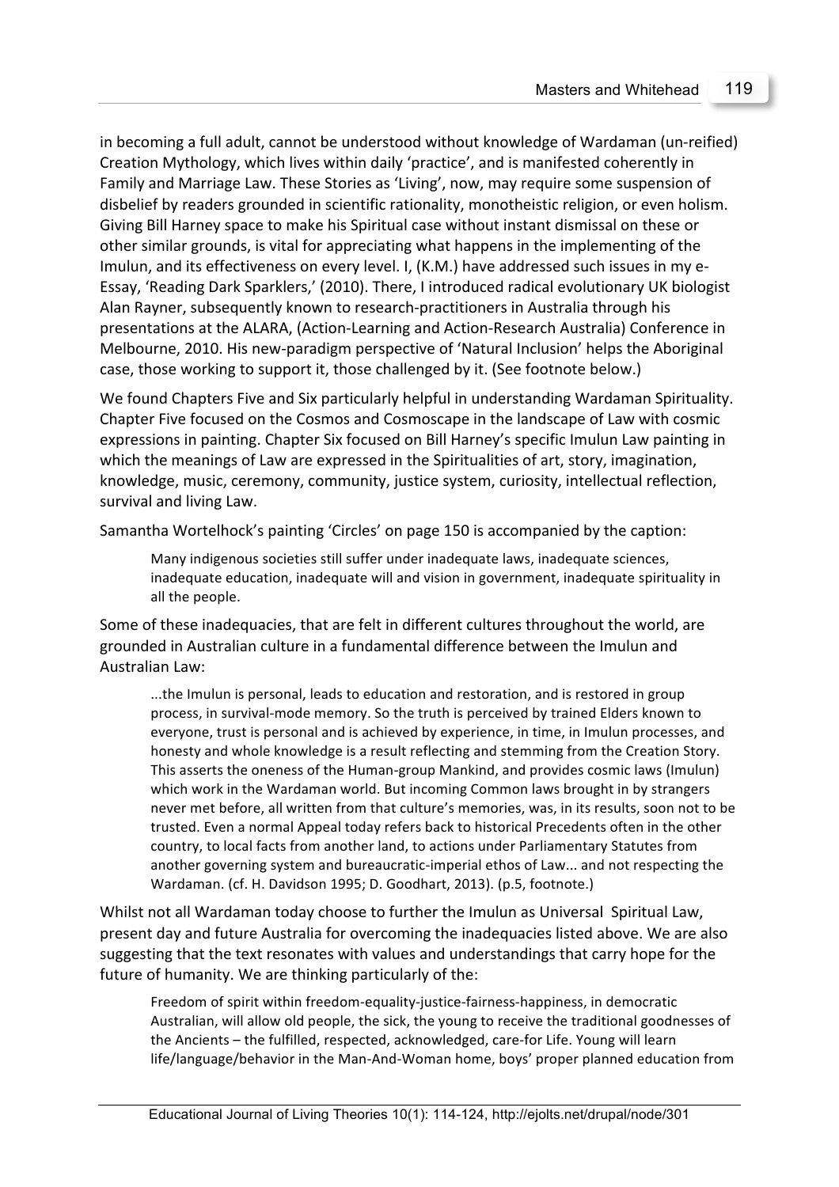in becoming a full adult, cannot be understood without knowledge of Wardaman (un-reified) Creation Mythology, which lives within daily 'practice', and is manifested coherently in Family and Marriage Law. These Stories as 'Living', now, may require some suspension of disbelief by readers grounded in scientific rationality, monotheistic religion, or even holism. Giving Bill Harney space to make his Spiritual case without instant dismissal on these or other similar grounds, is vital for appreciating what happens in the implementing of the Imulun, and its effectiveness on every level. I, (K.M.) have addressed such issues in my e-Essay, 'Reading Dark Sparklers,' (2010). There, I introduced radical evolutionary UK biologist Alan Rayner, subsequently known to research-practitioners in Australia through his presentations at the ALARA, (Action-Learning and Action-Research Australia) Conference in Melbourne, 2010. His new-paradigm perspective of 'Natural Inclusion' helps the Aboriginal case, those working to support it, those challenged by it. (See footnote below.)

We found Chapters Five and Six particularly helpful in understanding Wardaman Spirituality. Chapter Five focused on the Cosmos and Cosmoscape in the landscape of Law with cosmic expressions in painting. Chapter Six focused on Bill Harney's specific Imulun Law painting in which the meanings of Law are expressed in the Spiritualities of art, story, imagination, knowledge, music, ceremony, community, justice system, curiosity, intellectual reflection, survival and living Law.

Samantha Wortelhock's painting 'Circles' on page 150 is accompanied by the caption:

> Many indigenous societies still suffer under inadequate laws, inadequate sciences, inadequate education, inadequate will and vision in government, inadequate spirituality in all the people.

Some of these inadequacies, that are felt in different cultures throughout the world, are grounded in Australian culture in a fundamental difference between the Imulun and Australian Law:

> ...the Imulun is personal, leads to education and restoration, and is restored in group process, in survival-mode memory. So the truth is perceived by trained Elders known to everyone, trust is personal and is achieved by experience, in time, in Imulun processes, and honesty and whole knowledge is a result reflecting and stemming from the Creation Story. This asserts the oneness of the Human-group Mankind, and provides cosmic laws (Imulun) which work in the Wardaman world. But incoming Common laws brought in by strangers never met before, all written from that culture's memories, was, in its results, soon not to be trusted. Even a normal Appeal today refers back to historical Precedents often in the other country, to local facts from another land, to actions under Parliamentary Statutes from another governing system and bureaucratic-imperial ethos of Law... and not respecting the Wardaman. (cf. H. Davidson 1995; D. Goodhart, 2013). (p.5, footnote.)

Whilst not all Wardaman today choose to further the Imulun as Universal Spiritual Law, present day and future Australia for overcoming the inadequacies listed above. We are also suggesting that the text resonates with values and understandings that carry hope for the future of humanity. We are thinking particularly of the:

> Freedom of spirit within freedom-equality-justice-fairness-happiness, in democratic Australian, will allow old people, the sick, the young to receive the traditional goodnesses of the Ancients – the fulfilled, respected, acknowledged, care-for Life. Young will learn life/language/behavior in the Man-And-Woman home, boys' proper planned education from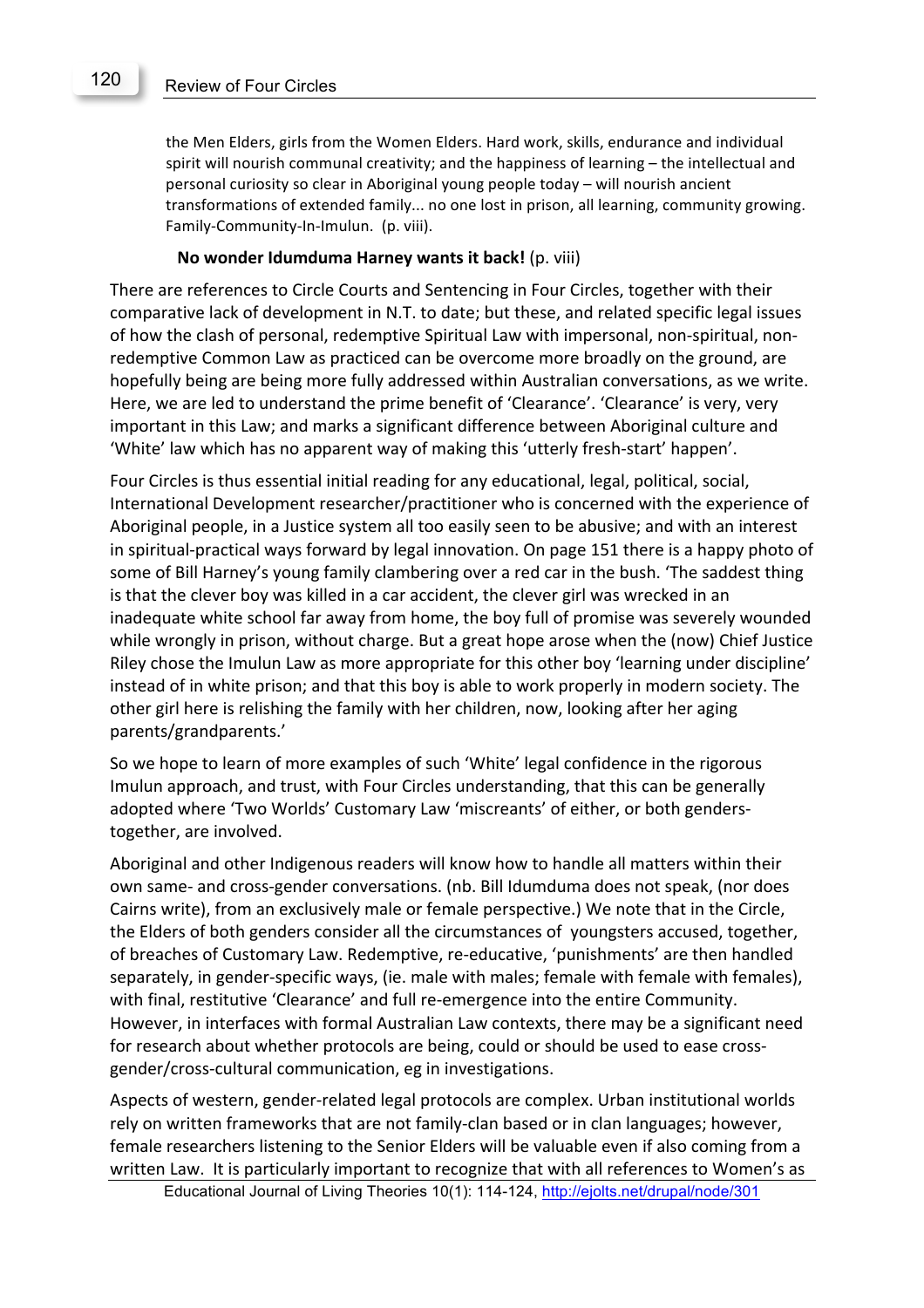the Men Elders, girls from the Women Elders. Hard work, skills, endurance and individual spirit will nourish communal creativity; and the happiness of learning – the intellectual and personal curiosity so clear in Aboriginal young people today – will nourish ancient transformations of extended family... no one lost in prison, all learning, community growing. Family-Community-In-Imulun. (p. viii).

**No wonder Idumduma Harney wants it back!** (p. viii)

There are references to Circle Courts and Sentencing in Four Circles, together with their comparative lack of development in N.T. to date; but these, and related specific legal issues of how the clash of personal, redemptive Spiritual Law with impersonal, non-spiritual, non-redemptive Common Law as practiced can be overcome more broadly on the ground, are hopefully being are being more fully addressed within Australian conversations, as we write. Here, we are led to understand the prime benefit of 'Clearance'. 'Clearance' is very, very important in this Law; and marks a significant difference between Aboriginal culture and 'White' law which has no apparent way of making this 'utterly fresh-start' happen'.

Four Circles is thus essential initial reading for any educational, legal, political, social, International Development researcher/practitioner who is concerned with the experience of Aboriginal people, in a Justice system all too easily seen to be abusive; and with an interest in spiritual-practical ways forward by legal innovation. On page 151 there is a happy photo of some of Bill Harney's young family clambering over a red car in the bush. 'The saddest thing is that the clever boy was killed in a car accident, the clever girl was wrecked in an inadequate white school far away from home, the boy full of promise was severely wounded while wrongly in prison, without charge. But a great hope arose when the (now) Chief Justice Riley chose the Imulun Law as more appropriate for this other boy 'learning under discipline' instead of in white prison; and that this boy is able to work properly in modern society. The other girl here is relishing the family with her children, now, looking after her aging parents/grandparents.'

So we hope to learn of more examples of such 'White' legal confidence in the rigorous Imulun approach, and trust, with Four Circles understanding, that this can be generally adopted where 'Two Worlds' Customary Law 'miscreants' of either, or both genders-together, are involved.

Aboriginal and other Indigenous readers will know how to handle all matters within their own same- and cross-gender conversations. (nb. Bill Idumduma does not speak, (nor does Cairns write), from an exclusively male or female perspective.) We note that in the Circle, the Elders of both genders consider all the circumstances of youngsters accused, together, of breaches of Customary Law. Redemptive, re-educative, 'punishments' are then handled separately, in gender-specific ways, (ie. male with males; female with female with females), with final, restitutive 'Clearance' and full re-emergence into the entire Community. However, in interfaces with formal Australian Law contexts, there may be a significant need for research about whether protocols are being, could or should be used to ease cross-gender/cross-cultural communication, eg in investigations.

Aspects of western, gender-related legal protocols are complex. Urban institutional worlds rely on written frameworks that are not family-clan based or in clan languages; however, female researchers listening to the Senior Elders will be valuable even if also coming from a written Law. It is particularly important to recognize that with all references to Women's as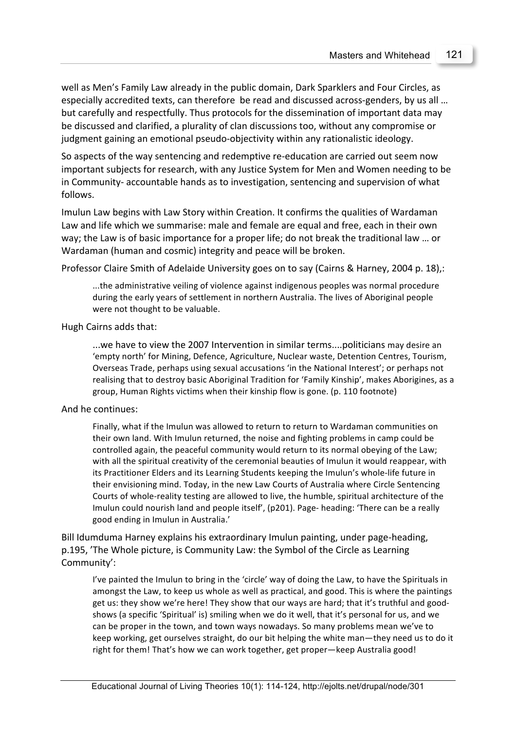well as Men's Family Law already in the public domain, Dark Sparklers and Four Circles, as especially accredited texts, can therefore be read and discussed across-genders, by us all … but carefully and respectfully. Thus protocols for the dissemination of important data may be discussed and clarified, a plurality of clan discussions too, without any compromise or judgment gaining an emotional pseudo-objectivity within any rationalistic ideology.

So aspects of the way sentencing and redemptive re-education are carried out seem now important subjects for research, with any Justice System for Men and Women needing to be in Community- accountable hands as to investigation, sentencing and supervision of what follows.

Imulun Law begins with Law Story within Creation. It confirms the qualities of Wardaman Law and life which we summarise: male and female are equal and free, each in their own way; the Law is of basic importance for a proper life; do not break the traditional law … or Wardaman (human and cosmic) integrity and peace will be broken.

Professor Claire Smith of Adelaide University goes on to say (Cairns & Harney, 2004 p. 18),:

> ...the administrative veiling of violence against indigenous peoples was normal procedure during the early years of settlement in northern Australia. The lives of Aboriginal people were not thought to be valuable.

Hugh Cairns adds that:

> ...we have to view the 2007 Intervention in similar terms....politicians may desire an 'empty north' for Mining, Defence, Agriculture, Nuclear waste, Detention Centres, Tourism, Overseas Trade, perhaps using sexual accusations 'in the National Interest'; or perhaps not realising that to destroy basic Aboriginal Tradition for 'Family Kinship', makes Aborigines, as a group, Human Rights victims when their kinship flow is gone. (p. 110 footnote)

And he continues:

> Finally, what if the Imulun was allowed to return to return to Wardaman communities on their own land. With Imulun returned, the noise and fighting problems in camp could be controlled again, the peaceful community would return to its normal obeying of the Law; with all the spiritual creativity of the ceremonial beauties of Imulun it would reappear, with its Practitioner Elders and its Learning Students keeping the Imulun's whole-life future in their envisioning mind. Today, in the new Law Courts of Australia where Circle Sentencing Courts of whole-reality testing are allowed to live, the humble, spiritual architecture of the Imulun could nourish land and people itself', (p201). Page- heading: 'There can be a really good ending in Imulun in Australia.'

Bill Idumduma Harney explains his extraordinary Imulun painting, under page-heading, p.195, 'The Whole picture, is Community Law: the Symbol of the Circle as Learning Community':

> I've painted the Imulun to bring in the 'circle' way of doing the Law, to have the Spirituals in amongst the Law, to keep us whole as well as practical, and good. This is where the paintings get us: they show we're here! They show that our ways are hard; that it's truthful and good- shows (a specific 'Spiritual' is) smiling when we do it well, that it's personal for us, and we can be proper in the town, and town ways nowadays. So many problems mean we've to keep working, get ourselves straight, do our bit helping the white man—they need us to do it right for them! That's how we can work together, get proper—keep Australia good!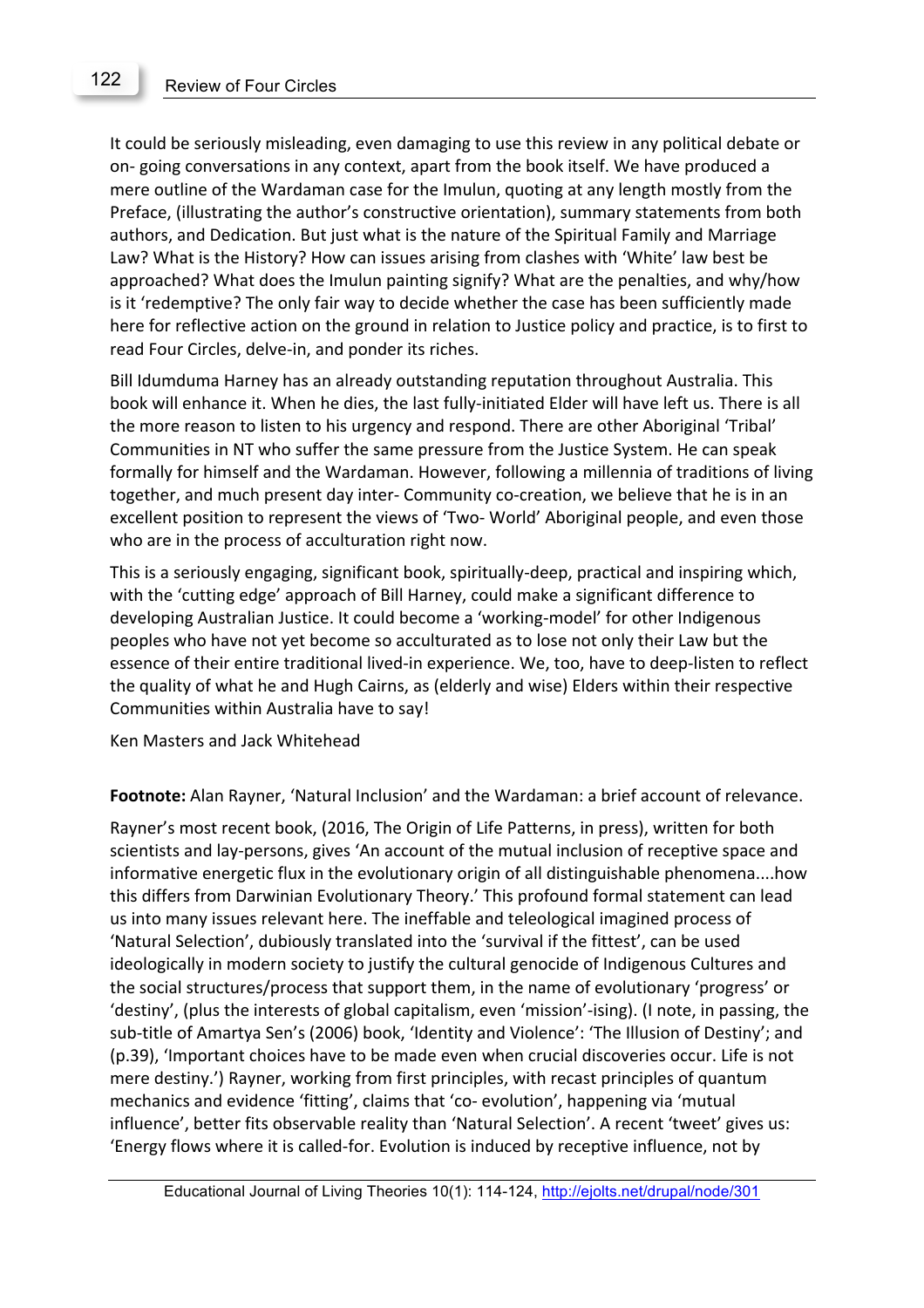It could be seriously misleading, even damaging to use this review in any political debate or on- going conversations in any context, apart from the book itself. We have produced a mere outline of the Wardaman case for the Imulun, quoting at any length mostly from the Preface, (illustrating the author's constructive orientation), summary statements from both authors, and Dedication. But just what is the nature of the Spiritual Family and Marriage Law? What is the History? How can issues arising from clashes with 'White' law best be approached? What does the Imulun painting signify? What are the penalties, and why/how is it 'redemptive? The only fair way to decide whether the case has been sufficiently made here for reflective action on the ground in relation to Justice policy and practice, is to first to read Four Circles, delve-in, and ponder its riches.

Bill Idumduma Harney has an already outstanding reputation throughout Australia. This book will enhance it. When he dies, the last fully-initiated Elder will have left us. There is all the more reason to listen to his urgency and respond. There are other Aboriginal 'Tribal' Communities in NT who suffer the same pressure from the Justice System. He can speak formally for himself and the Wardaman. However, following a millennia of traditions of living together, and much present day inter- Community co-creation, we believe that he is in an excellent position to represent the views of 'Two- World' Aboriginal people, and even those who are in the process of acculturation right now.

This is a seriously engaging, significant book, spiritually-deep, practical and inspiring which, with the 'cutting edge' approach of Bill Harney, could make a significant difference to developing Australian Justice. It could become a 'working-model' for other Indigenous peoples who have not yet become so acculturated as to lose not only their Law but the essence of their entire traditional lived-in experience. We, too, have to deep-listen to reflect the quality of what he and Hugh Cairns, as (elderly and wise) Elders within their respective Communities within Australia have to say!

Ken Masters and Jack Whitehead

**Footnote:** Alan Rayner, 'Natural Inclusion' and the Wardaman: a brief account of relevance.

Rayner's most recent book, (2016, The Origin of Life Patterns, in press), written for both scientists and lay-persons, gives 'An account of the mutual inclusion of receptive space and informative energetic flux in the evolutionary origin of all distinguishable phenomena....how this differs from Darwinian Evolutionary Theory.' This profound formal statement can lead us into many issues relevant here. The ineffable and teleological imagined process of 'Natural Selection', dubiously translated into the 'survival if the fittest', can be used ideologically in modern society to justify the cultural genocide of Indigenous Cultures and the social structures/process that support them, in the name of evolutionary 'progress' or 'destiny', (plus the interests of global capitalism, even 'mission'-ising). (I note, in passing, the sub-title of Amartya Sen's (2006) book, 'Identity and Violence': 'The Illusion of Destiny'; and (p.39), 'Important choices have to be made even when crucial discoveries occur. Life is not mere destiny.') Rayner, working from first principles, with recast principles of quantum mechanics and evidence 'fitting', claims that 'co- evolution', happening via 'mutual influence', better fits observable reality than 'Natural Selection'. A recent 'tweet' gives us: 'Energy flows where it is called-for. Evolution is induced by receptive influence, not by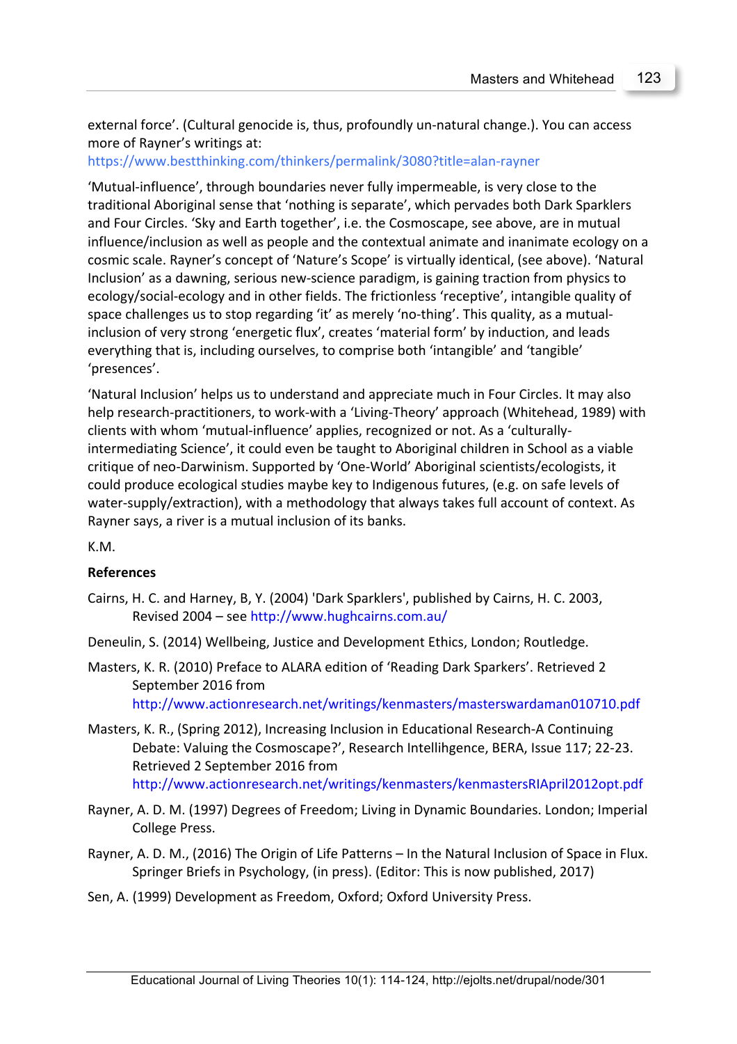external force'. (Cultural genocide is, thus, profoundly un-natural change.). You can access more of Rayner's writings at:
https://www.bestthinking.com/thinkers/permalink/3080?title=alan-rayner

'Mutual-influence', through boundaries never fully impermeable, is very close to the traditional Aboriginal sense that 'nothing is separate', which pervades both Dark Sparklers and Four Circles. 'Sky and Earth together', i.e. the Cosmoscape, see above, are in mutual influence/inclusion as well as people and the contextual animate and inanimate ecology on a cosmic scale. Rayner's concept of 'Nature's Scope' is virtually identical, (see above). 'Natural Inclusion' as a dawning, serious new-science paradigm, is gaining traction from physics to ecology/social-ecology and in other fields. The frictionless 'receptive', intangible quality of space challenges us to stop regarding 'it' as merely 'no-thing'. This quality, as a mutual-inclusion of very strong 'energetic flux', creates 'material form' by induction, and leads everything that is, including ourselves, to comprise both 'intangible' and 'tangible' 'presences'.

'Natural Inclusion' helps us to understand and appreciate much in Four Circles. It may also help research-practitioners, to work-with a 'Living-Theory' approach (Whitehead, 1989) with clients with whom 'mutual-influence' applies, recognized or not. As a 'culturally-intermediating Science', it could even be taught to Aboriginal children in School as a viable critique of neo-Darwinism. Supported by 'One-World' Aboriginal scientists/ecologists, it could produce ecological studies maybe key to Indigenous futures, (e.g. on safe levels of water-supply/extraction), with a methodology that always takes full account of context. As Rayner says, a river is a mutual inclusion of its banks.

K.M.

**References**

Cairns, H. C. and Harney, B, Y. (2004) 'Dark Sparklers', published by Cairns, H. C. 2003, Revised 2004 – see http://www.hughcairns.com.au/

Deneulin, S. (2014) Wellbeing, Justice and Development Ethics, London; Routledge.

Masters, K. R. (2010) Preface to ALARA edition of 'Reading Dark Sparkers'. Retrieved 2 September 2016 from http://www.actionresearch.net/writings/kenmasters/masterswardaman010710.pdf

Masters, K. R., (Spring 2012), Increasing Inclusion in Educational Research-A Continuing Debate: Valuing the Cosmoscape?', Research Intellihgence, BERA, Issue 117; 22-23. Retrieved 2 September 2016 from http://www.actionresearch.net/writings/kenmasters/kenmastersRIApril2012opt.pdf

Rayner, A. D. M. (1997) Degrees of Freedom; Living in Dynamic Boundaries. London; Imperial College Press.

Rayner, A. D. M., (2016) The Origin of Life Patterns – In the Natural Inclusion of Space in Flux. Springer Briefs in Psychology, (in press). (Editor: This is now published, 2017)

Sen, A. (1999) Development as Freedom, Oxford; Oxford University Press.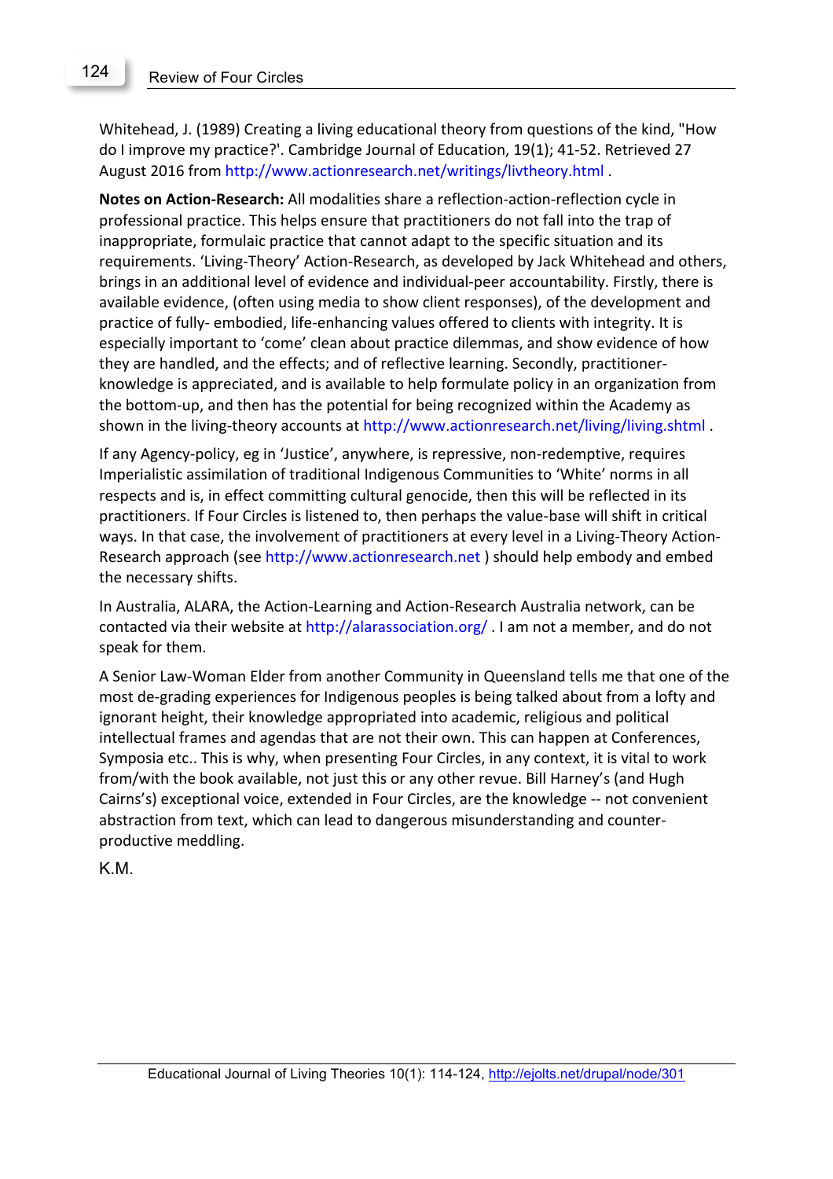Whitehead, J. (1989) Creating a living educational theory from questions of the kind, "How do I improve my practice?'. Cambridge Journal of Education, 19(1); 41-52. Retrieved 27 August 2016 from http://www.actionresearch.net/writings/livtheory.html .

**Notes on Action-Research:** All modalities share a reflection-action-reflection cycle in professional practice. This helps ensure that practitioners do not fall into the trap of inappropriate, formulaic practice that cannot adapt to the specific situation and its requirements. 'Living-Theory' Action-Research, as developed by Jack Whitehead and others, brings in an additional level of evidence and individual-peer accountability. Firstly, there is available evidence, (often using media to show client responses), of the development and practice of fully- embodied, life-enhancing values offered to clients with integrity. It is especially important to 'come' clean about practice dilemmas, and show evidence of how they are handled, and the effects; and of reflective learning. Secondly, practitioner-knowledge is appreciated, and is available to help formulate policy in an organization from the bottom-up, and then has the potential for being recognized within the Academy as shown in the living-theory accounts at http://www.actionresearch.net/living/living.shtml .

If any Agency-policy, eg in 'Justice', anywhere, is repressive, non-redemptive, requires Imperialistic assimilation of traditional Indigenous Communities to 'White' norms in all respects and is, in effect committing cultural genocide, then this will be reflected in its practitioners. If Four Circles is listened to, then perhaps the value-base will shift in critical ways. In that case, the involvement of practitioners at every level in a Living-Theory Action-Research approach (see http://www.actionresearch.net ) should help embody and embed the necessary shifts.

In Australia, ALARA, the Action-Learning and Action-Research Australia network, can be contacted via their website at http://alarassociation.org/ . I am not a member, and do not speak for them.

A Senior Law-Woman Elder from another Community in Queensland tells me that one of the most de-grading experiences for Indigenous peoples is being talked about from a lofty and ignorant height, their knowledge appropriated into academic, religious and political intellectual frames and agendas that are not their own. This can happen at Conferences, Symposia etc.. This is why, when presenting Four Circles, in any context, it is vital to work from/with the book available, not just this or any other revue. Bill Harney's (and Hugh Cairns's) exceptional voice, extended in Four Circles, are the knowledge -- not convenient abstraction from text, which can lead to dangerous misunderstanding and counter-productive meddling.

K.M.